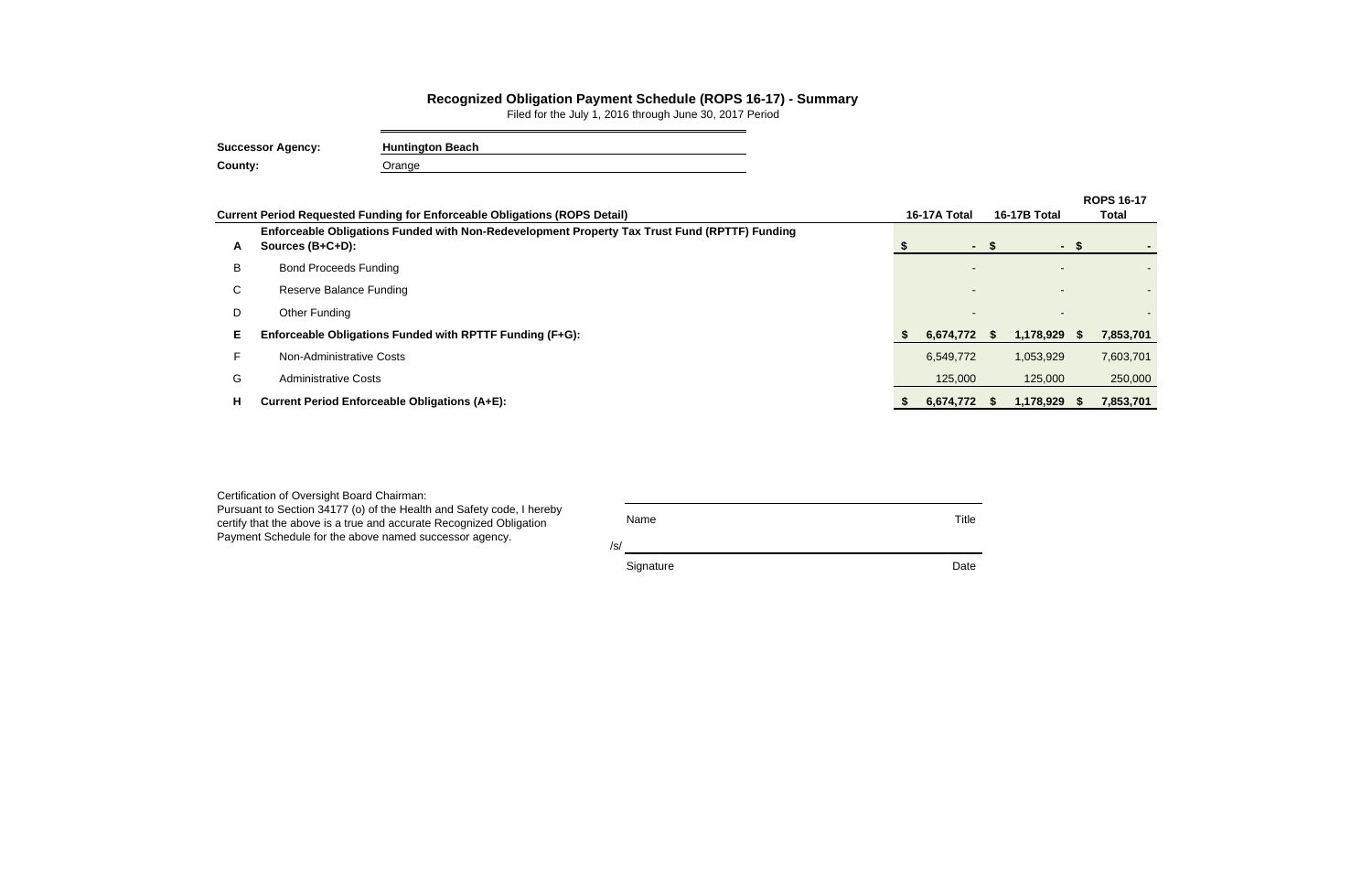# Recognized Obligation Payment Schedule (ROPS 16-17) - Summary

Filed for the July 1, 2016 through June 30, 2017 Period

**Successor Agency:** **Huntington Beach**

**County:** Orange

| | **Current Period Requested Funding for Enforceable Obligations (ROPS Detail)** | **16-17A Total** | **16-17B Total** | **ROPS 16-17 Total** |
|---|---|---|---|---|
| **A** | **Enforceable Obligations Funded with Non-Redevelopment Property Tax Trust Fund (RPTTF) Funding Sources (B+C+D):** | **$ -** | **$ -** | **$ -** |
| B | Bond Proceeds Funding | - | - | - |
| C | Reserve Balance Funding | - | - | - |
| D | Other Funding | - | - | - |
| **E** | **Enforceable Obligations Funded with RPTTF Funding (F+G):** | **$ 6,674,772** | **$ 1,178,929** | **$ 7,853,701** |
| F | Non-Administrative Costs | 6,549,772 | 1,053,929 | 7,603,701 |
| G | Administrative Costs | 125,000 | 125,000 | 250,000 |
| **H** | **Current Period Enforceable Obligations (A+E):** | **$ 6,674,772** | **$ 1,178,929** | **$ 7,853,701** |

Certification of Oversight Board Chairman:
Pursuant to Section 34177 (o) of the Health and Safety code, I hereby certify that the above is a true and accurate Recognized Obligation Payment Schedule for the above named successor agency.

Name Title

/s/

Signature Date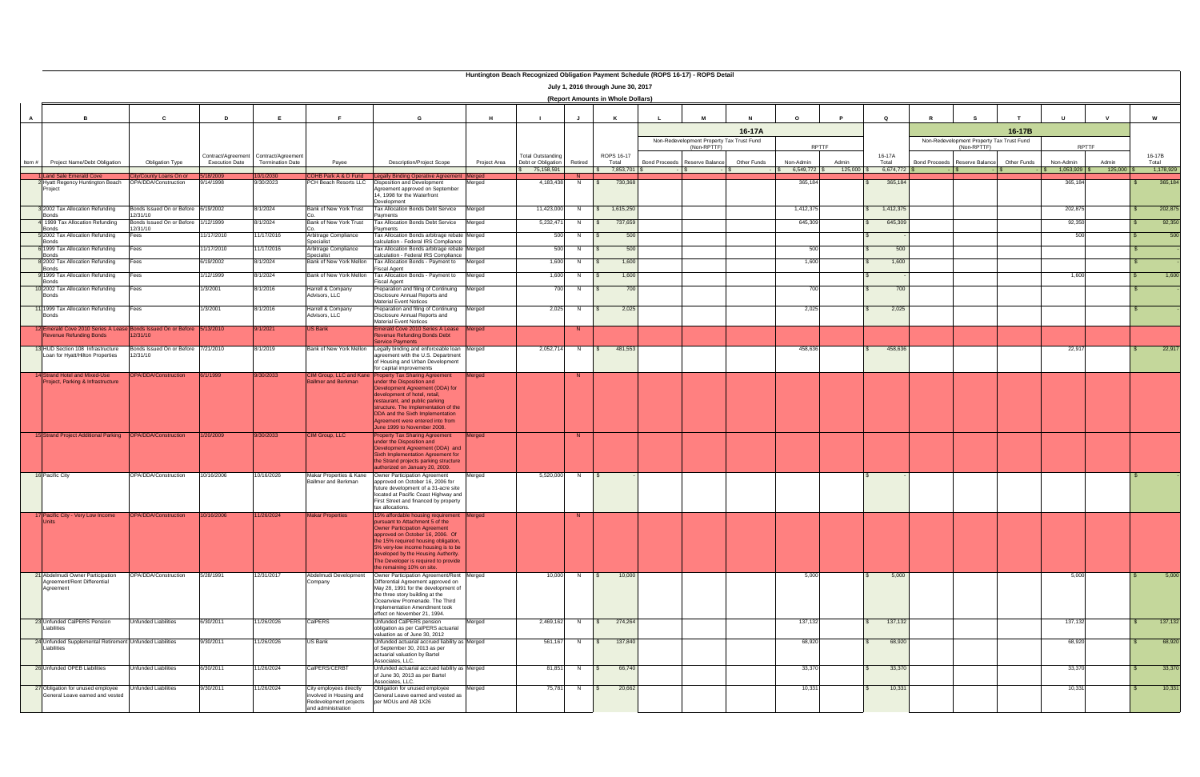# Huntington Beach Recognized Obligation Payment Schedule (ROPS 16-17) - ROPS Detail

## July 1, 2016 through June 30, 2017

### (Report Amounts in Whole Dollars)

| A | B | C | D | E | F | G | H | I | J | K | L | M | N | O | P | Q | R | S | T | U | V | W |
|---|---|---|---|---|---|---|---|---|---|---|---|---|---|---|---|---|---|---|---|---|---|---|
| | | | | | | | | | | | 16-17A | | | | | | 16-17B | | | | | |
| | | | | | | | | | | | Non-Redevelopment Property Tax Trust Fund (Non-RPTTF) | | | RPTTF | | | Non-Redevelopment Property Tax Trust Fund (Non-RPTTF) | | | RPTTF | | |
| Item # | Project Name/Debt Obligation | Obligation Type | Contract/Agreement Execution Date | Contract/Agreement Termination Date | Payee | Description/Project Scope | Project Area | Total Outstanding Debt or Obligation | Retired | ROPS 16-17 Total | Bond Proceeds | Reserve Balance | Other Funds | Non-Admin | Admin | 16-17A Total | Bond Proceeds | Reserve Balance | Other Funds | Non-Admin | Admin | 16-17B Total |
| | | | | | | | | $ 75,158,591 | | $ 7,853,701 | $ - | $ - | $ - | $ 6,549,772 | $ 125,000 | $ 6,674,772 | $ - | $ - | $ - | $ 1,053,929 | $ 125,000 | $ 1,178,929 |
| 1 | Land Sale Emerald Cove | City/County Loans On or | 5/18/2009 | 10/1/2030 | COHB Park A & D Fund | Legally Binding Operative Agreement | Merged | | N | | | | | | | | | | | | | |
| 2 | Hyatt Regency Huntington Beach Project | OPA/DDA/Construction | 9/14/1998 | 9/30/2023 | PCH Beach Resorts LLC | Disposition and Development Agreement approved on September 14, 1998 for the Waterfront Development | Merged | 4,183,438 | N | $ 730,368 | | | | 365,184 | | $ 365,184 | | | | 365,184 | | $ 365,184 |
| 3 | 2002 Tax Allocation Refunding Bonds | Bonds Issued On or Before 12/31/10 | 6/19/2002 | 8/1/2024 | Bank of New York Trust Co. | Tax Allocation Bonds Debt Service Payments | Merged | 11,423,000 | N | $ 1,615,250 | | | | 1,412,375 | | $ 1,412,375 | | | | 202,875 | | $ 202,875 |
| 4 | 1999 Tax Allocation Refunding Bonds | Bonds Issued On or Before 12/31/10 | 1/12/1999 | 8/1/2024 | Bank of New York Trust Co. | Tax Allocation Bonds Debt Service Payments | Merged | 5,232,471 | N | $ 737,659 | | | | 645,309 | | $ 645,309 | | | | 92,350 | | $ 92,350 |
| 5 | 2002 Tax Allocation Refunding Bonds | Fees | 11/17/2010 | 11/17/2016 | Arbitrage Compliance Specialist | Tax Allocation Bonds arbitrage rebate calculation - Federal IRS Compliance | Merged | 500 | N | $ 500 | | | | | | $ - | | | | 500 | | $ 500 |
| 6 | 1999 Tax Allocation Refunding Bonds | Fees | 11/17/2010 | 11/17/2016 | Arbitrage Compliance Specialist | Tax Allocation Bonds arbitrage rebate calculation - Federal IRS Compliance | Merged | 500 | N | $ 500 | | | | 500 | | $ 500 | | | | | | $ - |
| 8 | 2002 Tax Allocation Refunding Bonds | Fees | 6/19/2002 | 8/1/2024 | Bank of New York Mellon | Tax Allocation Bonds - Payment to Fiscal Agent | Merged | 1,600 | N | $ 1,600 | | | | 1,600 | | $ 1,600 | | | | | | $ - |
| 9 | 1999 Tax Allocation Refunding Bonds | Fees | 1/12/1999 | 8/1/2024 | Bank of New York Mellon | Tax Allocation Bonds - Payment to Fiscal Agent | Merged | 1,600 | N | $ 1,600 | | | | | | $ - | | | | 1,600 | | $ 1,600 |
| 10 | 2002 Tax Allocation Refunding Bonds | Fees | 1/3/2001 | 8/1/2016 | Harrell & Company Advisors, LLC | Preparation and filing of Continuing Disclosure Annual Reports and Material Event Notices | Merged | 700 | N | $ 700 | | | | 700 | | $ 700 | | | | | | $ - |
| 11 | 1999 Tax Allocation Refunding Bonds | Fees | 1/3/2001 | 8/1/2016 | Harrell & Company Advisors, LLC | Preparation and filing of Continuing Disclosure Annual Reports and Material Event Notices | Merged | 2,025 | N | $ 2,025 | | | | 2,025 | | $ 2,025 | | | | | | $ - |
| 12 | Emerald Cove 2010 Series A Lease Revenue Refunding Bonds | Bonds Issued On or Before 12/31/10 | 5/13/2010 | 9/1/2021 | US Bank | Emerald Cove 2010 Series A Lease Revenue Refunding Bonds Debt Service Payments | Merged | | N | | | | | | | | | | | | | |
| 13 | HUD Section 108 Infrastructure Loan for Hyatt/Hilton Properties | Bonds Issued On or Before 12/31/10 | 7/21/2010 | 8/1/2019 | Bank of New York Mellon | Legally binding and enforceable loan agreement with the U.S. Department of Housing and Urban Development for capital improvements | Merged | 2,052,714 | N | $ 481,553 | | | | 458,636 | | $ 458,636 | | | | 22,917 | | $ 22,917 |
| 14 | Strand Hotel and Mixed-Use Project, Parking & Infrastructure | OPA/DDA/Construction | 6/1/1999 | 9/30/2033 | CIM Group, LLC and Kane Ballmer and Berkman | Property Tax Sharing Agreement under the Disposition and Development Agreement (DDA) for development of hotel, retail, restaurant, and public parking structure. The Implementation of the DDA and the Sixth Implementation Agreement were entered into from June 1999 to November 2008. | Merged | | N | | | | | | | | | | | | | |
| 15 | Strand Project Additional Parking | OPA/DDA/Construction | 1/20/2009 | 9/30/2033 | CIM Group, LLC | Property Tax Sharing Agreement under the Disposition and Development Agreement (DDA) and Sixth Implementation Agreement for the Strand projects parking structure authorized on January 20, 2009. | Merged | | N | | | | | | | | | | | | | |
| 16 | Pacific City | OPA/DDA/Construction | 10/16/2006 | 10/16/2026 | Makar Properties & Kane Ballmer and Berkman | Owner Participation Agreement approved on October 16, 2006 for future development of a 31-acre site located at Pacific Coast Highway and First Street and financed by property tax allocations. | Merged | 5,520,000 | N | $ - | | | | | | $ - | | | | | | $ - |
| 17 | Pacific City - Very Low Income Units | OPA/DDA/Construction | 10/16/2006 | 11/26/2024 | Makar Properties | 15% affordable housing requirement pursuant to Attachment 5 of the Owner Participation Agreement approved on October 16, 2006. Of the 15% required housing obligation, 5% very-low income housing is to be developed by the Housing Authority. The Developer is required to provide the remaining 10% on site. | Merged | | N | | | | | | | | | | | | | |
| 21 | Abdelmudi Owner Participation Agreement/Rent Differential Agreement | OPA/DDA/Construction | 5/28/1991 | 12/31/2017 | Abdelmudi Development Company | Owner Participation Agreement/Rent Differential Agreement approved on May 28, 1991 for the development of the three story building at the Oceanview Promenade. The Third Implementation Amendment took effect on November 21, 1994. | Merged | 10,000 | N | $ 10,000 | | | | 5,000 | | $ 5,000 | | | | 5,000 | | $ 5,000 |
| 23 | Unfunded CalPERS Pension Liabilities | Unfunded Liabilities | 6/30/2011 | 11/26/2026 | CalPERS | Unfunded CalPERS pension obligation as per CalPERS actuarial valuation as of June 30, 2012 | Merged | 2,469,162 | N | $ 274,264 | | | | 137,132 | | $ 137,132 | | | | 137,132 | | $ 137,132 |
| 24 | Unfunded Supplemental Retirement Liabilities | Unfunded Liabilities | 9/30/2011 | 11/26/2026 | US Bank | Unfunded actuarial accrued liability as of September 30, 2013 as per actuarial valuation by Bartel Associates, LLC. | Merged | 561,167 | N | $ 137,840 | | | | 68,920 | | $ 68,920 | | | | 68,920 | | $ 68,920 |
| 26 | Unfunded OPEB Liabilities | Unfunded Liabilities | 6/30/2011 | 11/26/2024 | CalPERS/CERBT | Unfunded actuarial accrued liability as of June 30, 2013 as per Bartel Associates, LLC. | Merged | 81,851 | N | $ 66,740 | | | | 33,370 | | $ 33,370 | | | | 33,370 | | $ 33,370 |
| 27 | Obligation for unused employee General Leave earned and vested | Unfunded Liabilities | 9/30/2011 | 11/26/2024 | City employees directly involved in Housing and Redevelopment projects and administration | Obligation for unused employee General Leave earned and vested as per MOUs and AB 1X26 | Merged | 75,781 | N | $ 20,662 | | | | 10,331 | | $ 10,331 | | | | 10,331 | | $ 10,331 |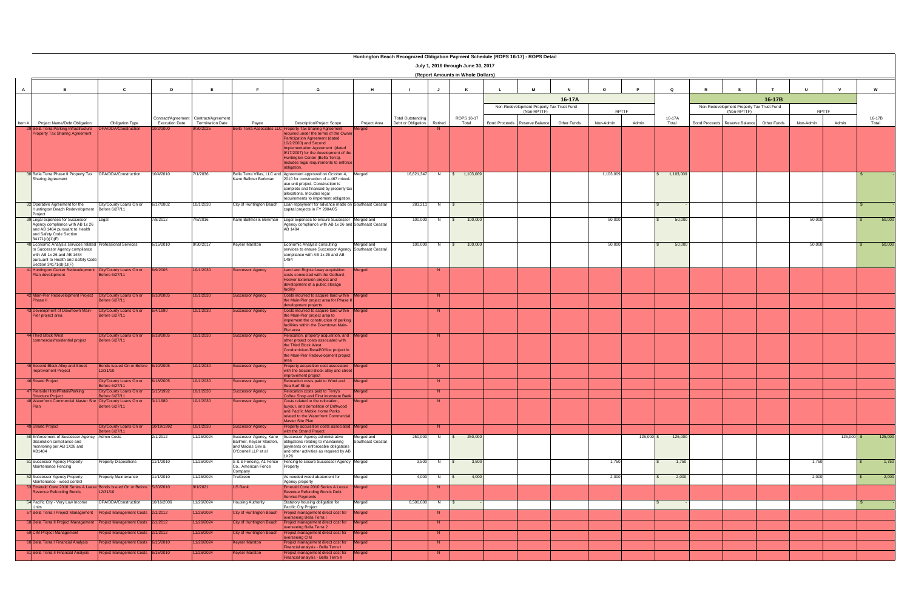# Huntington Beach Recognized Obligation Payment Schedule (ROPS 16-17) - ROPS Detail

**July 1, 2016 through June 30, 2017**

**(Report Amounts in Whole Dollars)**

| A | B | C | D | E | F | G | H | I | J | K | L | M | N | O | P | Q | R | S | T | U | V | W |
|---|---|---|---|---|---|---|---|---|---|---|---|---|---|---|---|---|---|---|---|---|---|---|
| | | | | | | | | | | | 16-17A | | | | | | 16-17B | | | | | |
| | | | | | | | | | | | Non-Redevelopment Property Tax Trust Fund (Non-RPTTF) | | | RPTTF | | | Non-Redevelopment Property Tax Trust Fund (Non-RPTTF) | | | RPTTF | | |
| Item # | Project Name/Debt Obligation | Obligation Type | Contract/Agreement Execution Date | Contract/Agreement Termination Date | Payee | Description/Project Scope | Project Area | Total Outstanding Debt or Obligation | Retired | ROPS 16-17 Total | Bond Proceeds | Reserve Balance | Other Funds | Non-Admin | Admin | 16-17A Total | Bond Proceeds | Reserve Balance | Other Funds | Non-Admin | Admin | 16-17B Total |
| 29 | Bella Terra Parking Infrastructure Property Tax Sharing Agreement | OPA/DDA/Construction | 10/2/2000 | 9/30/2025 | Bella Terra Associates LLC | Property Tax Sharing Agreement required under the terms of the Owner Participation Agreement (dated 10/2/2000) and Second Implementation Agreement (dated 9/17/2007) for the development of the Huntington Center (Bella Terra). Includes legal requirements to enforce obligation. | Merged | | N | | | | | | | | | | | | | |
| 30 | Bella Terra Phase II Property Tax Sharing Agreement | OPA/DDA/Construction | 10/4/2010 | 7/1/2036 | Bella Terra Villas, LLC and Kane Ballmer Berkman | Agreement approved on October 4, 2010 for construction of a 467 mixed-use unit project. Construction is complete and financed by property tax allocations. Includes legal requirements to implement obligation. | Merged | 16,621,347 | N | $ 1,103,009 | | | | 1,103,009 | | $ 1,103,009 | | | | | | $ - |
| 32 | Operative Agreement for the Huntington Beach Redevelopment Project | City/County Loans On or Before 6/27/11 | 6/17/2002 | 10/1/2030 | City of Huntington Beach | Loan repayment for advance made on capital projects in FY 2004/05 | Southeast Coastal | 283,211 | N | $ - | | | | | | $ - | | | | | | $ - |
| 39 | Legal expenses for Successor Agency compliance with AB 1x 26 and AB 1484 pursuant to Health and Safety Code Section 34171(d)(1)(F) | Legal | 7/8/2012 | 7/8/2016 | Kane Ballmer & Berkman | Legal expenses to ensure Successor Agency compliance with AB 1x 26 and AB 1484 | Merged and Southeast Coastal | 100,000 | N | $ 100,000 | | | | 50,000 | | $ 50,000 | | | | 50,000 | | $ 50,000 |
| 40 | Economic Analysis services related to Successor Agency compliance with AB 1x 26 and AB 1484 pursuant to Health and Safety Code Section 34171(d)(1)(F) | Professional Services | 6/15/2010 | 9/30/2017 | Keyser Marston | Economic Analysis consulting services to ensure Successor Agency compliance with AB 1x 26 and AB 1484 | Merged and Southeast Coastal | 100,000 | N | $ 100,000 | | | | 50,000 | | $ 50,000 | | | | 50,000 | | $ 50,000 |
| 41 | Huntington Center Redevelopment Plan development | City/County Loans On or Before 6/27/11 | 6/9/2005 | 10/1/2030 | Successor Agency | Land and Right-of-way acquisition costs connected with the Gothard-Hoover Extension project and development of a public storage facility | Merged | | N | | | | | | | | | | | | | |
| 42 | Main-Pier Redevelopment Project Phase II | City/County Loans On or Before 6/27/11 | 6/10/2005 | 10/1/2030 | Successor Agency | Costs incurred to acquire land within the Main-Pier project area for Phase II development projects | Merged | | N | | | | | | | | | | | | | |
| 43 | Development of Downtown Main-Pier project area | City/County Loans On or Before 6/27/11 | 6/4/1990 | 10/1/2030 | Successor Agency | Costs incurred to acquire land within the Main-Pier project area to implement the construction of parking facilities within the Downtown Main-Pier area | Merged | | N | | | | | | | | | | | | | |
| 44 | Third Block West commercial/residential project | City/County Loans On or Before 6/27/11 | 6/18/2005 | 10/1/2030 | Successor Agency | Relocation, property acquisition, and other project costs associated with the Third Block West Condominium/Retail/Office project in the Main-Pier Redevelopment project area | Merged | | N | | | | | | | | | | | | | |
| 45 | Second Block Alley and Street Improvement Project | Bonds Issued On or Before 12/31/10 | 6/10/2005 | 10/1/2030 | Successor Agency | Property acquisition cost associated with the Second Block alley and street improvement project | Merged | | N | | | | | | | | | | | | | |
| 46 | Strand Project | City/County Loans On or Before 6/27/11 | 6/18/2005 | 10/1/2030 | Successor Agency | Relocation costs paid to Wind and Sea Surf Shop | Merged | | N | | | | | | | | | | | | | |
| 47 | Pierside Hotel/Retail/Parking Structure Project | City/County Loans On or Before 6/27/11 | 5/15/1992 | 10/1/2030 | Successor Agency | Relocation costs paid to Terry's Coffee Shop and First Interstate Bank | Merged | | N | | | | | | | | | | | | | |
| 48 | Waterfront Commercial Master Site Plan | City/County Loans On or Before 6/27/11 | 3/1/1989 | 10/1/2030 | Successor Agency | Costs related to the relocation, buyout, and demolition of Driftwood and Pacific Mobile Home Parks related to the Waterfront Commercial Master Site Plan | Merged | | N | | | | | | | | | | | | | |
| 49 | Strand Project | City/County Loans On or Before 6/27/11 | 10/19/1992 | 10/1/2030 | Successor Agency | Property acquisition costs associated with the Strand Project | Merged | | N | | | | | | | | | | | | | |
| 50 | Enforcement of Successor Agency dissolution compliance and monitoring per AB 1X26 and AB1484 | Admin Costs | 2/1/2012 | 11/26/2024 | Successor Agency, Kane Ballmer, Keyser Marston, and Macias Gini & O'Connell LLP et al | Successor Agency administrative obligations relating to maintaining payments on enforceable obligations and other activities as required by AB 1X26 | Merged and Southeast Coastal | 250,000 | N | $ 250,000 | | | | | 125,000 | $ 125,000 | | | | | 125,000 | $ 125,000 |
| 51 | Successor Agency Property Maintenance Fencing | Property Dispositions | 11/1/2010 | 11/26/2024 | S & S Fencing, A1 Fence Co., American Fence Company | Fencing to secure Successor Agency Property | Merged | 3,500 | N | $ 3,500 | | | | 1,750 | | $ 1,750 | | | | 1,750 | | $ 1,750 |
| 52 | Successor Agency Property Maintenance - weed control | Property Maintenance | 11/1/2010 | 11/26/2024 | TruGreen | As needed weed abatement for Agency property | Merged | 4,000 | N | $ 4,000 | | | | 2,000 | | $ 2,000 | | | | 2,000 | | $ 2,000 |
| 53 | Emerald Cove 2010 Series A Lease Revenue Refunding Bonds | Bonds Issued On or Before 12/31/10 | 5/30/2010 | 9/1/2021 | US Bank | Emerald Cove 2010 Series A Lease Revenue Refunding Bonds Debt Service Payments | Merged | | N | | | | | | | | | | | | | |
| 54 | Pacific City - Very Low Income Units | OPA/DDA/Construction | 10/16/2006 | 11/26/2024 | Housing Authority | Statutory housing obligation for Pacific City Project | Merged | 6,500,000 | N | $ - | | | | | | $ - | | | | | | $ - |
| 57 | Bella Terra I Project Management | Project Management Costs | 2/1/2012 | 11/26/2024 | City of Huntington Beach | Project management direct cost for overseeing Bella Terra I | Merged | | N | | | | | | | | | | | | | |
| 58 | Bella Terra II Project Management | Project Management Costs | 2/1/2012 | 11/26/2024 | City of Huntington Beach | Project management direct cost for overseeing Bella Terra 2 | Merged | | N | | | | | | | | | | | | | |
| 59 | CIM Project Management | Project Management Costs | 2/1/2012 | 11/26/2024 | City of Huntington Beach | Project management direct cost for overseeing CIM | Merged | | N | | | | | | | | | | | | | |
| 60 | Bella Terra I Financial Analysis | Project Management Costs | 6/15/2010 | 11/26/2024 | Keyser Marston | Project management direct cost for Financial analysis - Bella Terra I | Merged | | N | | | | | | | | | | | | | |
| 61 | Bella Terra II Financial Analysis | Project Management Costs | 6/15/2010 | 11/26/2024 | Keyser Marston | Project management direct cost for Financial analysis - Bella Terra II | Merged | | N | | | | | | | | | | | | | |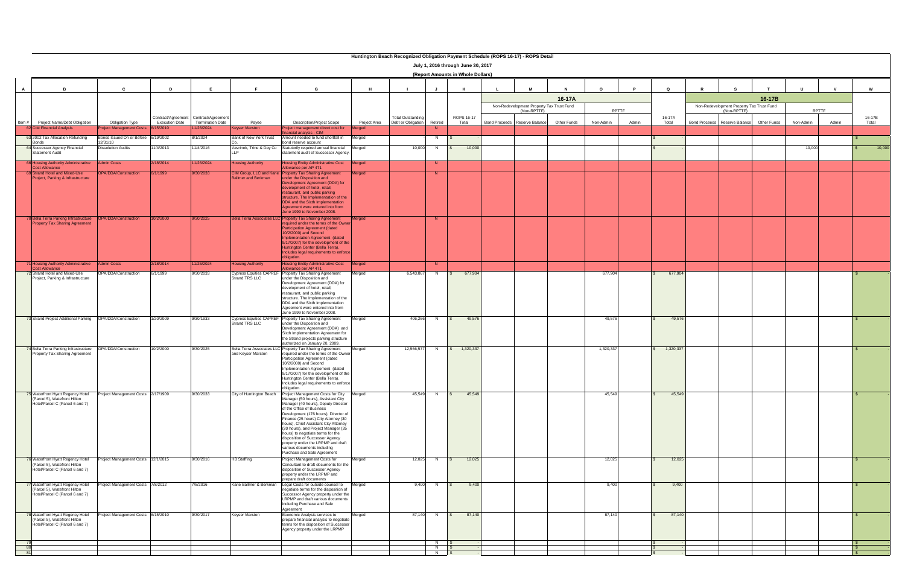# Huntington Beach Recognized Obligation Payment Schedule (ROPS 16-17) - ROPS Detail

**July 1, 2016 through June 30, 2017**

**(Report Amounts in Whole Dollars)**

| A | B | C | D | E | F | G | H | I | J | K | L | M | N | O | P | Q | R | S | T | U | V | W |
|---|---|---|---|---|---|---|---|---|---|---|---|---|---|---|---|---|---|---|---|---|---|---|
| | | | | | | | | | | | 16-17A | | | | | | 16-17B | | | | | |
| | | | | | | | | | | | Non-Redevelopment Property Tax Trust Fund (Non-RPTTF) | | | RPTTF | | | Non-Redevelopment Property Tax Trust Fund (Non-RPTTF) | | | RPTTF | | |
| Item # | Project Name/Debt Obligation | Obligation Type | Contract/Agreement Execution Date | Contract/Agreement Termination Date | Payee | Description/Project Scope | Project Area | Total Outstanding Debt or Obligation | Retired | ROPS 16-17 Total | Bond Proceeds | Reserve Balance | Other Funds | Non-Admin | Admin | 16-17A Total | Bond Proceeds | Reserve Balance | Other Funds | Non-Admin | Admin | 16-17B Total |
| 62 | CIM Financial Analysis | Project Management Costs | 6/15/2010 | 11/26/2024 | Keyser Marston | Project management direct cost for financial analysis - CIM | Merged | | N | | | | | | | | | | | | | |
| 63 | 2002 Tax Allocation Refunding Bonds | Bonds Issued On or Before 12/31/10 | 6/19/2002 | 8/1/2024 | Bank of New York Trust Co. | Amount needed to fund shortfall in bond reserve account | Merged | - | N | $ - | | | | | | $ - | | | | | | $ - |
| 64 | Successor Agency Financial Statement Audit | Dissolution Audits | 11/4/2013 | 11/4/2016 | Vavrinek, Trine & Day Co LLP | Statutorily required annual financial statement audit of Successor Agency. | Merged | 10,000 | N | $ 10,000 | | | | | | $ - | | | | 10,000 | | $ 10,000 |
| 66 | Housing Authority Administrative Cost Allowance | Admin Costs | 2/18/2014 | 11/26/2024 | Housing Authority | Housing Entity Administrative Cost Allowance per AP 471 | Merged | | N | | | | | | | | | | | | | |
| 69 | Strand Hotel and Mixed-Use Project, Parking & Infrastructure | OPA/DDA/Construction | 6/1/1999 | 9/30/2033 | CIM Group, LLC and Kane Ballmer and Berkman | Property Tax Sharing Agreement under the Disposition and Development Agreement (DDA) for development of hotel, retail, restaurant, and public parking structure. The Implementation of the DDA and the Sixth Implementation Agreement were entered into from June 1999 to November 2008. | Merged | | N | | | | | | | | | | | | | |
| 70 | Bella Terra Parking Infrastructure Property Tax Sharing Agreement | OPA/DDA/Construction | 10/2/2000 | 9/30/2025 | Bella Terra Associates LLC | Property Tax Sharing Agreement required under the terms of the Owner Participation Agreement (dated 10/2/2000) and Second Implementation Agreement (dated 9/17/2007) for the development of the Huntington Center (Bella Terra). Includes legal requirements to enforce obligation. | Merged | | N | | | | | | | | | | | | | |
| 71 | Housing Authority Administrative Cost Allowance | Admin Costs | 2/18/2014 | 11/26/2024 | Housing Authority | Housing Entity Administrative Cost Allowance per AP 471 | Merged | | N | | | | | | | | | | | | | |
| 72 | Strand Hotel and Mixed-Use Project, Parking & Infrastructure | OPA/DDA/Construction | 6/1/1999 | 9/30/2033 | Cypress Equities CAPREF Strand TRS LLC | Property Tax Sharing Agreement under the Disposition and Development Agreement (DDA) for development of hotel, retail, restaurant, and public parking structure. The Implementation of the DDA and the Sixth Implementation Agreement were entered into from June 1999 to November 2008. | Merged | 6,543,067 | N | $ 677,904 | | | | 677,904 | | $ 677,904 | | | | | | $ - |
| 73 | Strand Project Additional Parking | OPA/DDA/Construction | 1/20/2009 | 9/30/1933 | Cypress Equities CAPREF Strand TRS LLC | Property Tax Sharing Agreement under the Disposition and Development Agreement (DDA) and Sixth Implementation Agreement for the Strand projects parking structure authorized on January 20, 2009. | Merged | 406,266 | N | $ 49,576 | | | | 49,576 | | $ 49,576 | | | | | | $ - |
| 74 | Bella Terra Parking Infrastructure Property Tax Sharing Agreement | OPA/DDA/Construction | 10/2/2000 | 9/30/2025 | Bella Terra Associates LLC and Keyser Marston | Property Tax Sharing Agreement required under the terms of the Owner Participation Agreement (dated 10/2/2000) and Second Implementation Agreement (dated 9/17/2007) for the development of the Huntington Center (Bella Terra). Includes legal requirements to enforce obligation. | Merged | 12,566,577 | N | $ 1,320,337 | | | | 1,320,337 | | $ 1,320,337 | | | | | | $ - |
| 75 | Waterfront Hyatt Regency Hotel (Parcel 5), Waterfront Hilton Hotel/Parcel C (Parcel 6 and 7) | Project Management Costs | 2/17/1909 | 9/30/2033 | City of Huntington Beach | Project Management Costs for City Manager (50 hours), Assistant City Manager (40 hours), Deputy Director of the Office of Business Development (176 hours), Director of Finance (25 hours) City Attorney (30 hours), Chief Assistant City Attorney (20 hours), and Project Manager (35 hours) to negotiate terms for the disposition of Successor Agency property under the LRPMP and draft various documents including Purchase and Sale Agreement | Merged | 45,549 | N | $ 45,549 | | | | 45,549 | | $ 45,549 | | | | | | $ - |
| 76 | Waterfront Hyatt Regency Hotel (Parcel 5), Waterfront Hilton Hotel/Parcel C (Parcel 6 and 7) | Project Management Costs | 12/1/2015 | 9/30/2016 | HB Staffing | Project Management Costs for Consultant to draft documents for the disposition of Successor Agency property under the LRPMP and prepare draft documents | Merged | 12,025 | N | $ 12,025 | | | | 12,025 | | $ 12,025 | | | | | | $ - |
| 77 | Waterfront Hyatt Regency Hotel (Parcel 5), Waterfront Hilton Hotel/Parcel C (Parcel 6 and 7) | Project Management Costs | 7/8/2012 | 7/8/2016 | Kane Ballmer & Berkman | Legal Costs for outside counsel to negotiate terms for the disposition of Successor Agency property under the LRPMP and draft various documents including Purchase and Sale Agreement | Merged | 9,400 | N | $ 9,400 | | | | 9,400 | | $ 9,400 | | | | | | $ - |
| 78 | Waterfront Hyatt Regency Hotel (Parcel 5), Waterfront Hilton Hotel/Parcel C (Parcel 6 and 7) | Project Management Costs | 6/15/2010 | 9/30/2017 | Keyser Marston | Economic Analysis services to prepare financial analysis to negotiate terms for the disposition of Successor Agency property under the LRPMP | Merged | 87,140 | N | $ 87,140 | | | | 87,140 | | $ 87,140 | | | | | | $ - |
| 79 | | | | | | | | | N | $ - | | | | | | $ - | | | | | | $ - |
| 80 | | | | | | | | | N | $ - | | | | | | $ - | | | | | | $ - |
| 81 | | | | | | | | | N | $ - | | | | | | $ - | | | | | | $ - |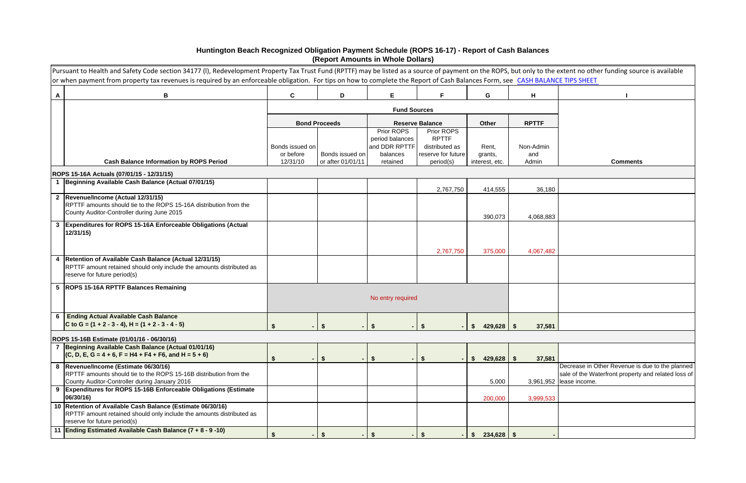# Huntington Beach Recognized Obligation Payment Schedule (ROPS 16-17) - Report of Cash Balances

**(Report Amounts in Whole Dollars)**

Pursuant to Health and Safety Code section 34177 (l), Redevelopment Property Tax Trust Fund (RPTTF) may be listed as a source of payment on the ROPS, but only to the extent no other funding source is available or when payment from property tax revenues is required by an enforceable obligation. For tips on how to complete the Report of Cash Balances Form, see CASH BALANCE TIPS SHEET

| A | B | C | D | E | F | G | H | I |
|---|---|---|---|---|---|---|---|---|
| | | **Fund Sources** | | | | | | |
| | | **Bond Proceeds** | | **Reserve Balance** | | **Other** | **RPTTF** | |
| | **Cash Balance Information by ROPS Period** | Bonds issued on or before 12/31/10 | Bonds issued on or after 01/01/11 | Prior ROPS period balances and DDR RPTTF balances retained | Prior ROPS RPTTF distributed as reserve for future period(s) | Rent, grants, interest, etc. | Non-Admin and Admin | **Comments** |
| | **ROPS 15-16A Actuals (07/01/15 - 12/31/15)** | | | | | | | |
| 1 | **Beginning Available Cash Balance (Actual 07/01/15)** | | | | 2,767,750 | 414,555 | 36,180 | |
| 2 | **Revenue/Income (Actual 12/31/15)** RPTTF amounts should tie to the ROPS 15-16A distribution from the County Auditor-Controller during June 2015 | | | | | 390,073 | 4,068,883 | |
| 3 | **Expenditures for ROPS 15-16A Enforceable Obligations (Actual 12/31/15)** | | | | 2,767,750 | 375,000 | 4,067,482 | |
| 4 | **Retention of Available Cash Balance (Actual 12/31/15)** RPTTF amount retained should only include the amounts distributed as reserve for future period(s) | | | | | | | |
| 5 | **ROPS 15-16A RPTTF Balances Remaining** | No entry required | | | | | | |
| 6 | **Ending Actual Available Cash Balance** **C to G = (1 + 2 - 3 - 4), H = (1 + 2 - 3 - 4 - 5)** | $ - | $ - | $ - | $ - | $ 429,628 | $ 37,581 | |
| | **ROPS 15-16B Estimate (01/01/16 - 06/30/16)** | | | | | | | |
| 7 | **Beginning Available Cash Balance (Actual 01/01/16)** **(C, D, E, G = 4 + 6, F = H4 + F4 + F6, and H = 5 + 6)** | $ - | $ - | $ - | $ - | $ 429,628 | $ 37,581 | |
| 8 | **Revenue/Income (Estimate 06/30/16)** RPTTF amounts should tie to the ROPS 15-16B distribution from the County Auditor-Controller during January 2016 | | | | | 5,000 | 3,961,952 | Decrease in Other Revenue is due to the planned sale of the Waterfront property and related loss of lease income. |
| 9 | **Expenditures for ROPS 15-16B Enforceable Obligations (Estimate 06/30/16)** | | | | | 200,000 | 3,999,533 | |
| 10 | **Retention of Available Cash Balance (Estimate 06/30/16)** RPTTF amount retained should only include the amounts distributed as reserve for future period(s) | | | | | | | |
| 11 | **Ending Estimated Available Cash Balance (7 + 8 - 9 -10)** | $ - | $ - | $ - | $ - | $ 234,628 | $ - | |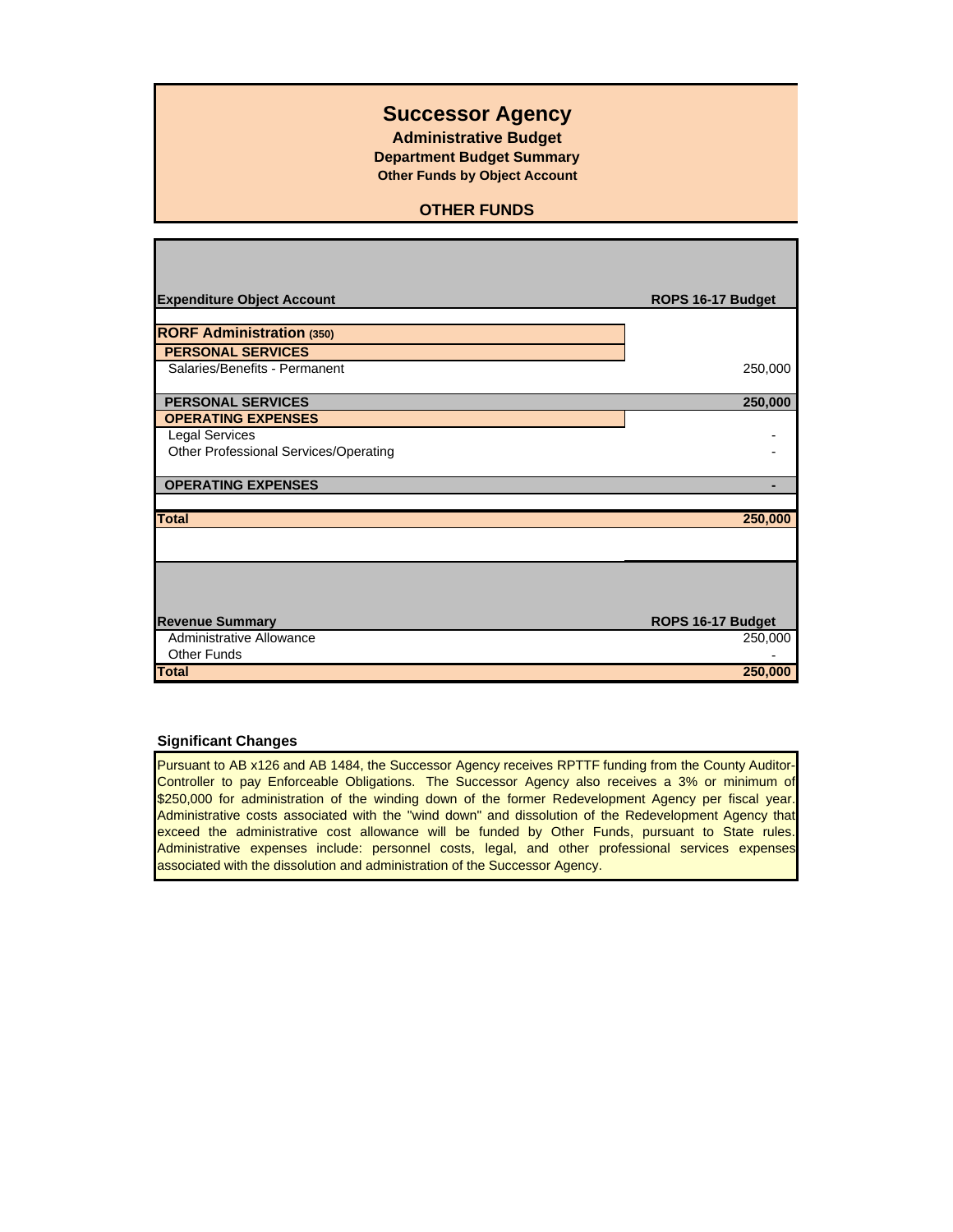# Successor Agency

## Administrative Budget

### Department Budget Summary

#### Other Funds by Object Account

**OTHER FUNDS**

| Expenditure Object Account | ROPS 16-17 Budget |
|---|---|
| **RORF Administration (350)** | |
| **PERSONAL SERVICES** | |
| Salaries/Benefits - Permanent | 250,000 |
| **PERSONAL SERVICES** | **250,000** |
| **OPERATING EXPENSES** | |
| Legal Services | - |
| Other Professional Services/Operating | - |
| **OPERATING EXPENSES** | **-** |
| **Total** | **250,000** |

| Revenue Summary | ROPS 16-17 Budget |
|---|---|
| Administrative Allowance | 250,000 |
| Other Funds | - |
| **Total** | **250,000** |

**Significant Changes**

Pursuant to AB x126 and AB 1484, the Successor Agency receives RPTTF funding from the County Auditor-Controller to pay Enforceable Obligations. The Successor Agency also receives a 3% or minimum of $250,000 for administration of the winding down of the former Redevelopment Agency per fiscal year. Administrative costs associated with the "wind down" and dissolution of the Redevelopment Agency that exceed the administrative cost allowance will be funded by Other Funds, pursuant to State rules. Administrative expenses include: personnel costs, legal, and other professional services expenses associated with the dissolution and administration of the Successor Agency.